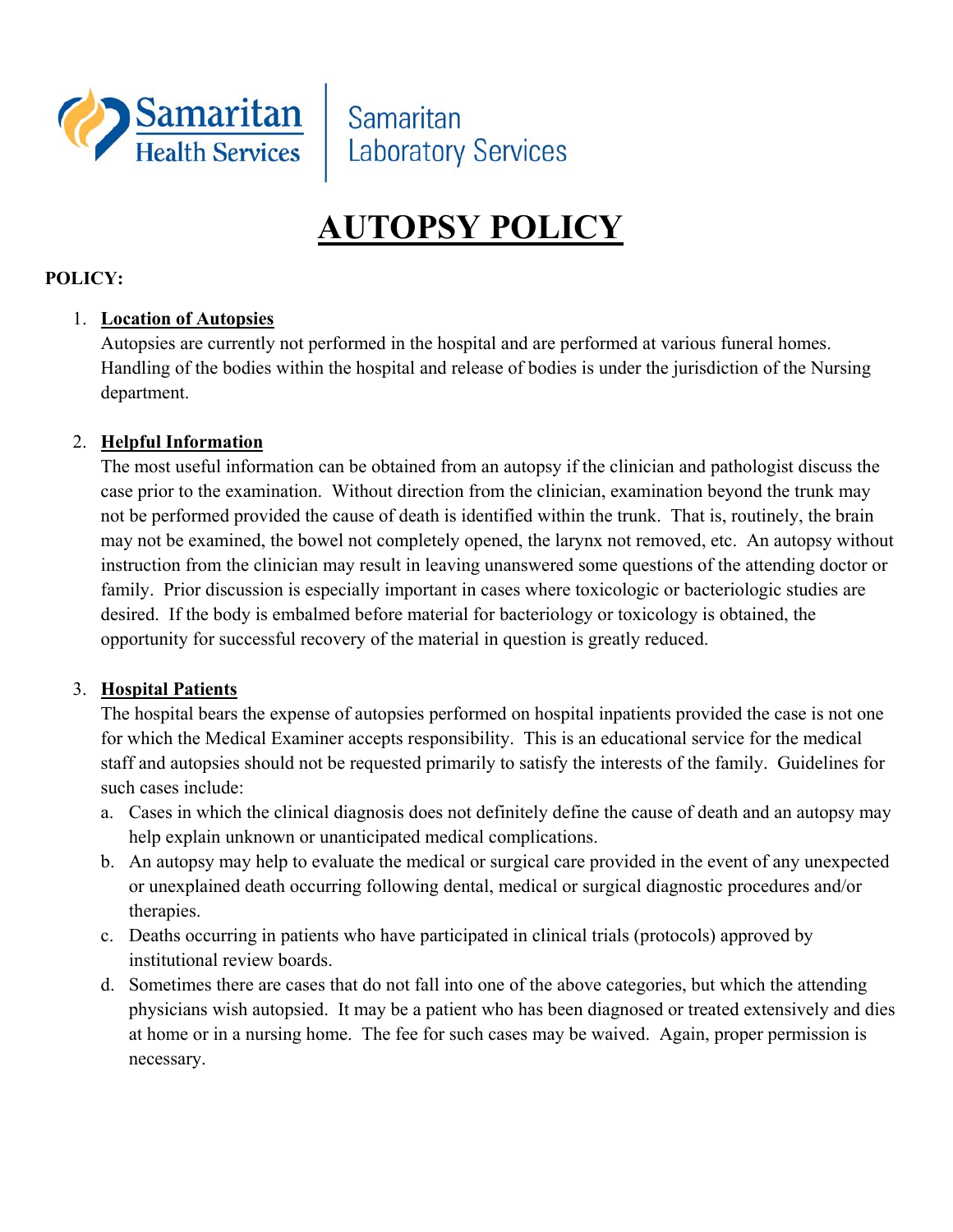Samaritan Health Services | Samaritan Laboratory Services

# AUTOPSY POLICY

**POLICY:**

1. **Location of Autopsies**
   Autopsies are currently not performed in the hospital and are performed at various funeral homes. Handling of the bodies within the hospital and release of bodies is under the jurisdiction of the Nursing department.

2. **Helpful Information**
   The most useful information can be obtained from an autopsy if the clinician and pathologist discuss the case prior to the examination. Without direction from the clinician, examination beyond the trunk may not be performed provided the cause of death is identified within the trunk. That is, routinely, the brain may not be examined, the bowel not completely opened, the larynx not removed, etc. An autopsy without instruction from the clinician may result in leaving unanswered some questions of the attending doctor or family. Prior discussion is especially important in cases where toxicologic or bacteriologic studies are desired. If the body is embalmed before material for bacteriology or toxicology is obtained, the opportunity for successful recovery of the material in question is greatly reduced.

3. **Hospital Patients**
   The hospital bears the expense of autopsies performed on hospital inpatients provided the case is not one for which the Medical Examiner accepts responsibility. This is an educational service for the medical staff and autopsies should not be requested primarily to satisfy the interests of the family. Guidelines for such cases include:
   a. Cases in which the clinical diagnosis does not definitely define the cause of death and an autopsy may help explain unknown or unanticipated medical complications.
   b. An autopsy may help to evaluate the medical or surgical care provided in the event of any unexpected or unexplained death occurring following dental, medical or surgical diagnostic procedures and/or therapies.
   c. Deaths occurring in patients who have participated in clinical trials (protocols) approved by institutional review boards.
   d. Sometimes there are cases that do not fall into one of the above categories, but which the attending physicians wish autopsied. It may be a patient who has been diagnosed or treated extensively and dies at home or in a nursing home. The fee for such cases may be waived. Again, proper permission is necessary.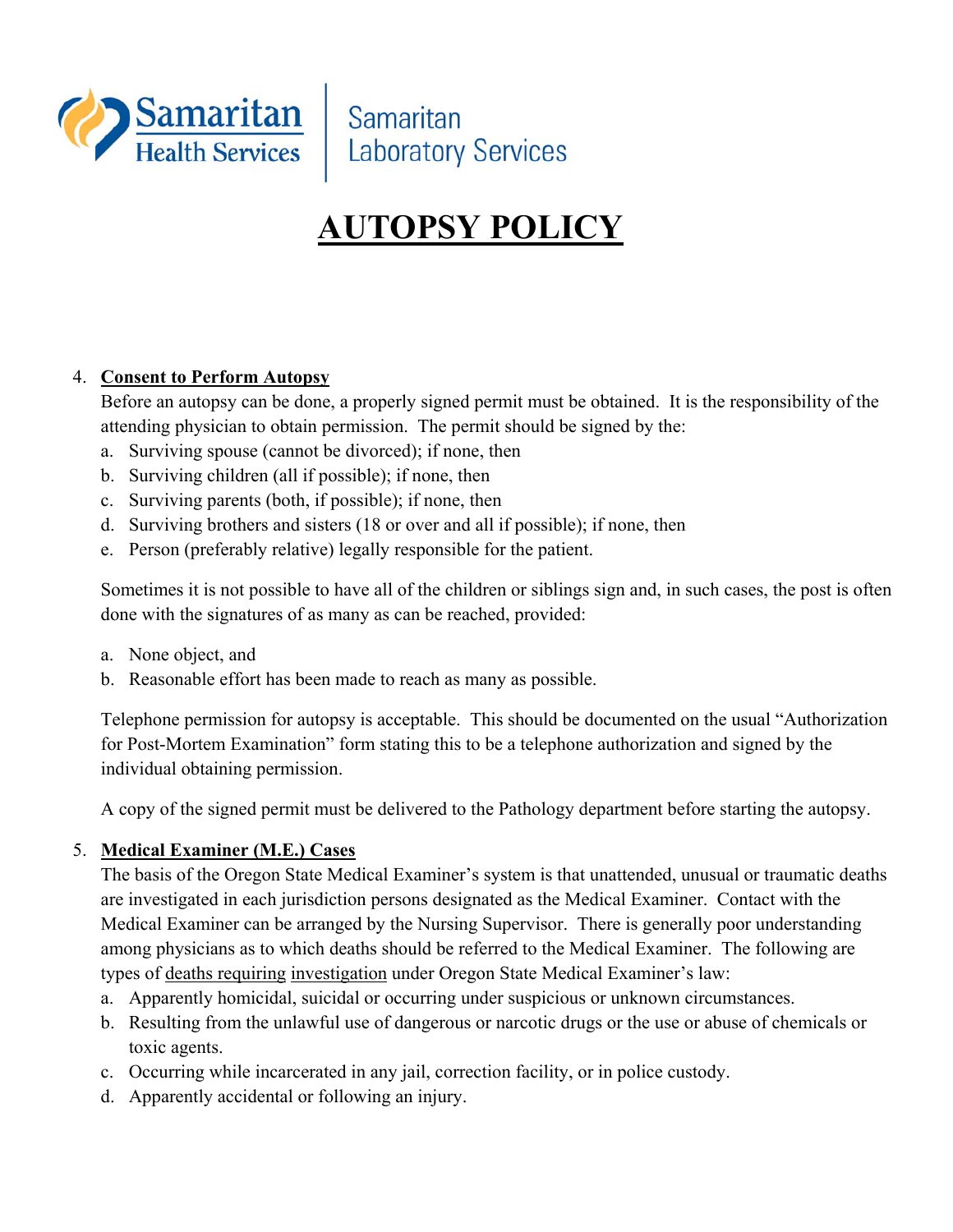# AUTOPSY POLICY

4. **Consent to Perform Autopsy**

   Before an autopsy can be done, a properly signed permit must be obtained. It is the responsibility of the attending physician to obtain permission. The permit should be signed by the:

   a. Surviving spouse (cannot be divorced); if none, then
   b. Surviving children (all if possible); if none, then
   c. Surviving parents (both, if possible); if none, then
   d. Surviving brothers and sisters (18 or over and all if possible); if none, then
   e. Person (preferably relative) legally responsible for the patient.

   Sometimes it is not possible to have all of the children or siblings sign and, in such cases, the post is often done with the signatures of as many as can be reached, provided:

   a. None object, and
   b. Reasonable effort has been made to reach as many as possible.

   Telephone permission for autopsy is acceptable. This should be documented on the usual "Authorization for Post-Mortem Examination" form stating this to be a telephone authorization and signed by the individual obtaining permission.

   A copy of the signed permit must be delivered to the Pathology department before starting the autopsy.

5. **Medical Examiner (M.E.) Cases**

   The basis of the Oregon State Medical Examiner's system is that unattended, unusual or traumatic deaths are investigated in each jurisdiction persons designated as the Medical Examiner. Contact with the Medical Examiner can be arranged by the Nursing Supervisor. There is generally poor understanding among physicians as to which deaths should be referred to the Medical Examiner. The following are types of deaths requiring investigation under Oregon State Medical Examiner's law:

   a. Apparently homicidal, suicidal or occurring under suspicious or unknown circumstances.
   b. Resulting from the unlawful use of dangerous or narcotic drugs or the use or abuse of chemicals or toxic agents.
   c. Occurring while incarcerated in any jail, correction facility, or in police custody.
   d. Apparently accidental or following an injury.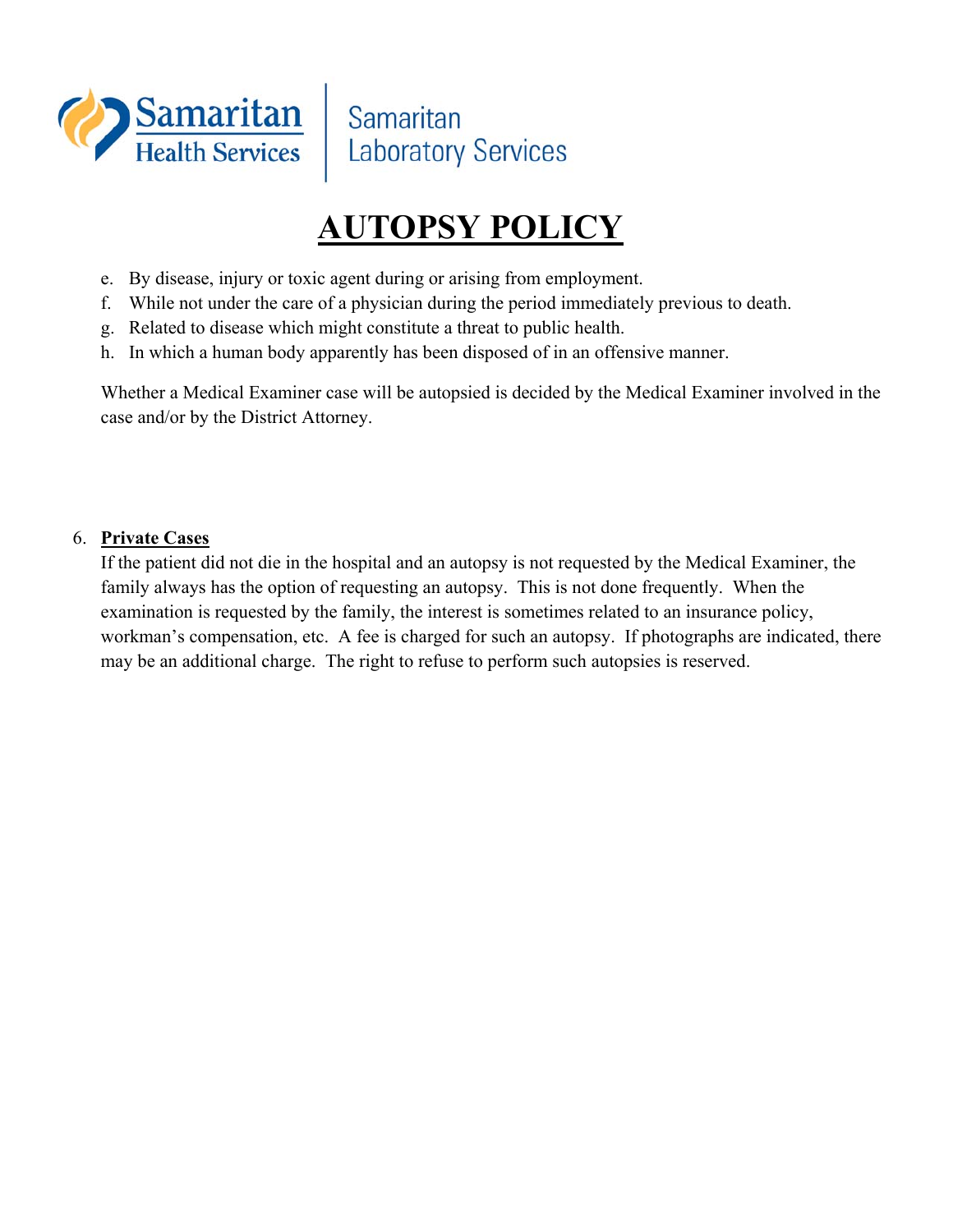# AUTOPSY POLICY

e. By disease, injury or toxic agent during or arising from employment.
f. While not under the care of a physician during the period immediately previous to death.
g. Related to disease which might constitute a threat to public health.
h. In which a human body apparently has been disposed of in an offensive manner.

Whether a Medical Examiner case will be autopsied is decided by the Medical Examiner involved in the case and/or by the District Attorney.

6. **Private Cases**

   If the patient did not die in the hospital and an autopsy is not requested by the Medical Examiner, the family always has the option of requesting an autopsy. This is not done frequently. When the examination is requested by the family, the interest is sometimes related to an insurance policy, workman's compensation, etc. A fee is charged for such an autopsy. If photographs are indicated, there may be an additional charge. The right to refuse to perform such autopsies is reserved.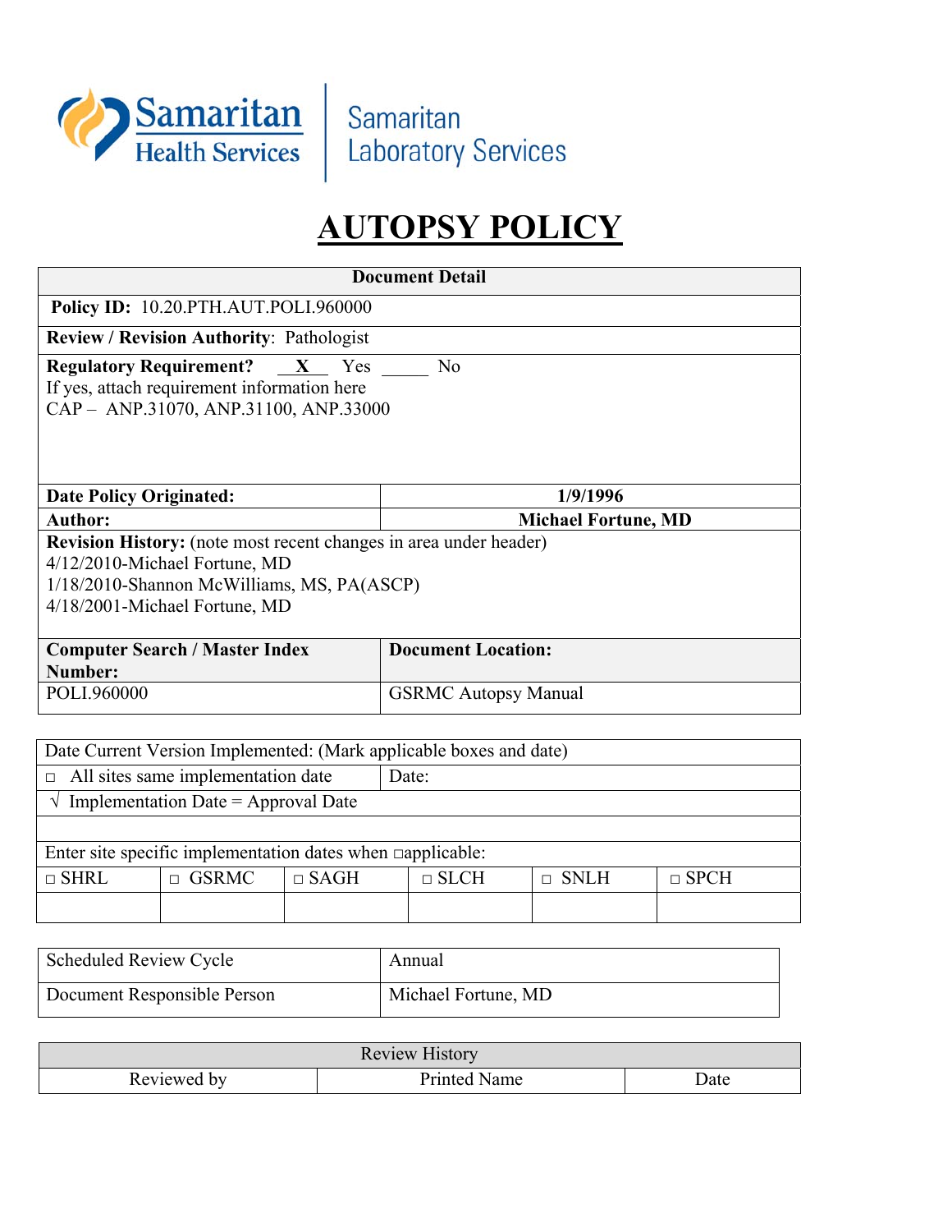Samaritan Health Services | Samaritan Laboratory Services

# AUTOPSY POLICY

| Document Detail | |
|---|---|
| **Policy ID:** 10.20.PTH.AUT.POLI.960000 | |
| **Review / Revision Authority**: Pathologist | |
| **Regulatory Requirement?** __X__ Yes _____ No<br>If yes, attach requirement information here<br>CAP – ANP.31070, ANP.31100, ANP.33000 | |
| **Date Policy Originated:** | **1/9/1996** |
| **Author:** | **Michael Fortune, MD** |
| **Revision History:** (note most recent changes in area under header)<br>4/12/2010-Michael Fortune, MD<br>1/18/2010-Shannon McWilliams, MS, PA(ASCP)<br>4/18/2001-Michael Fortune, MD | |
| **Computer Search / Master Index Number:** | **Document Location:** |
| POLI.960000 | GSRMC Autopsy Manual |

| Date Current Version Implemented: (Mark applicable boxes and date) | | | | | |
|---|---|---|---|---|---|
| □ All sites same implementation date | Date: | | | | |
| √ Implementation Date = Approval Date | | | | | |
| | | | | | |
| Enter site specific implementation dates when □applicable: | | | | | |
| □ SHRL | □ GSRMC | □ SAGH | □ SLCH | □ SNLH | □ SPCH |
| | | | | | |

| Scheduled Review Cycle | Annual |
|---|---|
| Document Responsible Person | Michael Fortune, MD |

| Review History | | |
|---|---|---|
| Reviewed by | Printed Name | Date |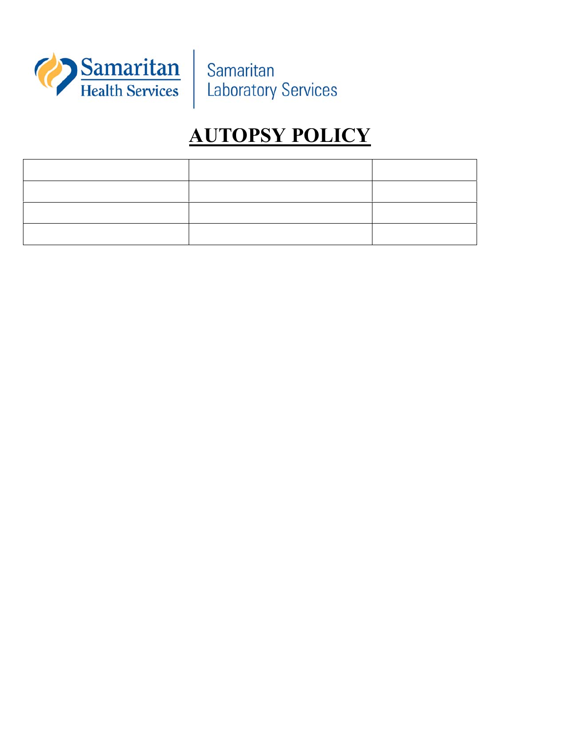Samaritan Health Services | Samaritan Laboratory Services

# AUTOPSY POLICY

| | | |
|---|---|---|
| | | |
| | | |
| | | |
| | | |